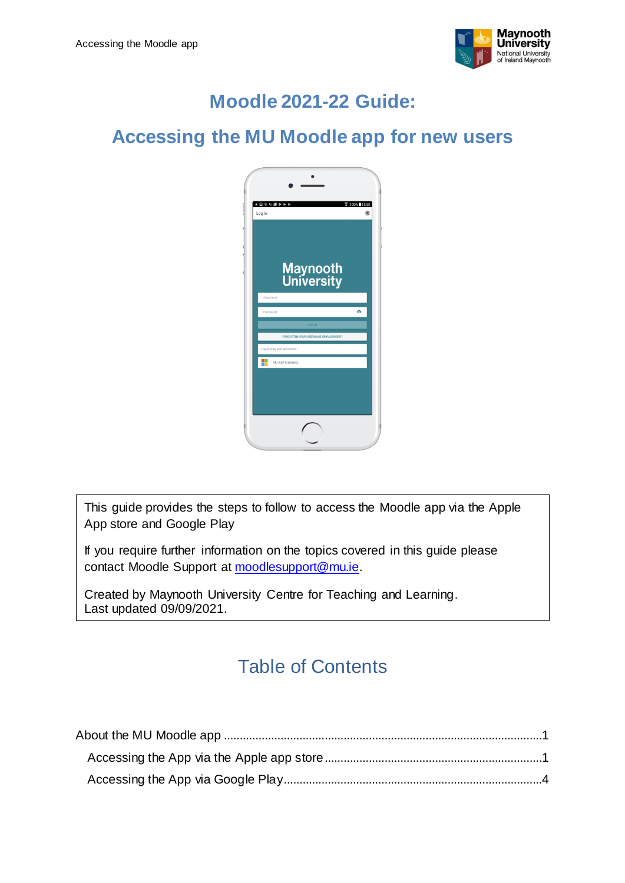# Moodle 2021-22 Guide:

# Accessing the MU Moodle app for new users

This guide provides the steps to follow to access the Moodle app via the Apple App store and Google Play

If you require further information on the topics covered in this guide please contact Moodle Support at moodlesupport@mu.ie.

Created by Maynooth University Centre for Teaching and Learning.
Last updated 09/09/2021.

## Table of Contents

About the MU Moodle app ....................................................................................................1

- Accessing the App via the Apple app store ....................................................................1
- Accessing the App via Google Play.................................................................................4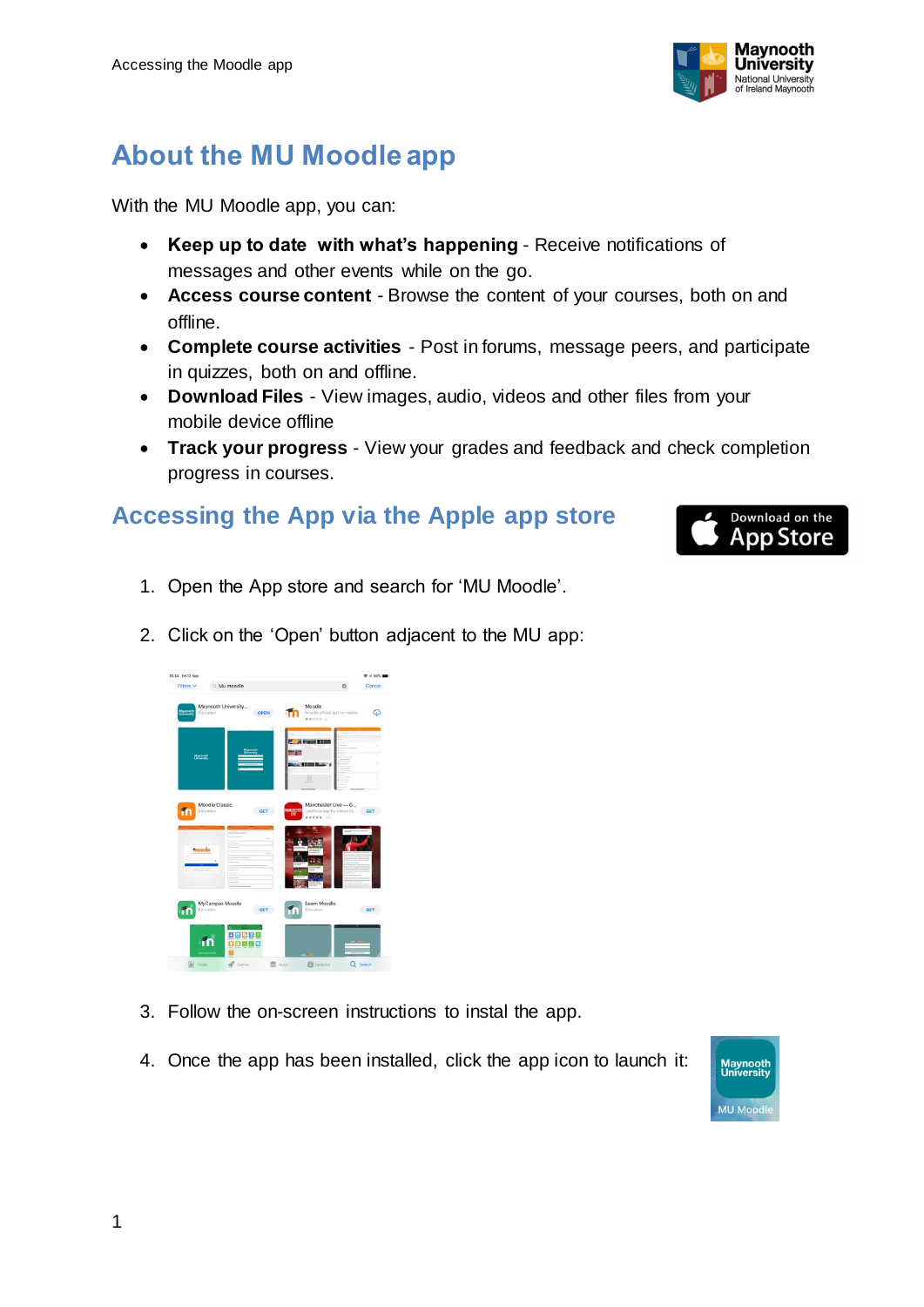# About the MU Moodle app

With the MU Moodle app, you can:

- **Keep up to date with what's happening** - Receive notifications of messages and other events while on the go.
- **Access course content** - Browse the content of your courses, both on and offline.
- **Complete course activities** - Post in forums, message peers, and participate in quizzes, both on and offline.
- **Download Files** - View images, audio, videos and other files from your mobile device offline
- **Track your progress** - View your grades and feedback and check completion progress in courses.

## Accessing the App via the Apple app store

1. Open the App store and search for 'MU Moodle'.
2. Click on the 'Open' button adjacent to the MU app:
3. Follow the on-screen instructions to instal the app.
4. Once the app has been installed, click the app icon to launch it: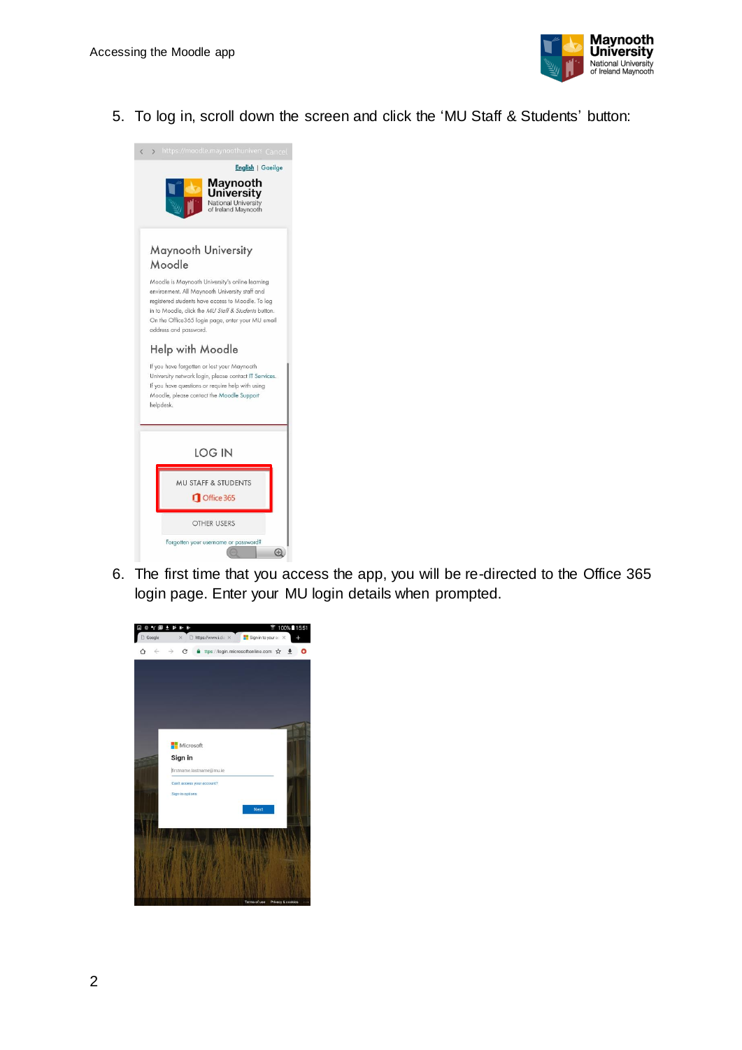5. To log in, scroll down the screen and click the ‘MU Staff & Students’ button:

6. The first time that you access the app, you will be re-directed to the Office 365 login page. Enter your MU login details when prompted.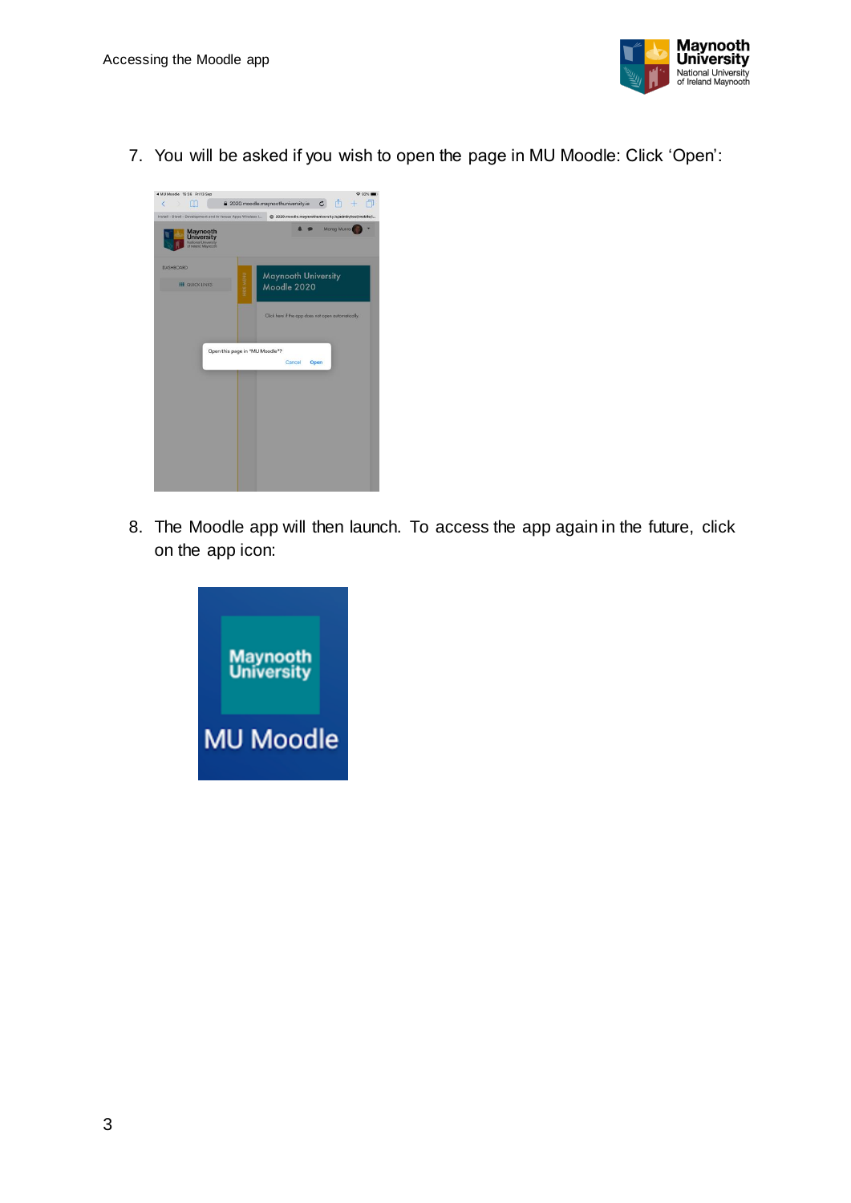7. You will be asked if you wish to open the page in MU Moodle: Click ‘Open’:

8. The Moodle app will then launch. To access the app again in the future, click on the app icon: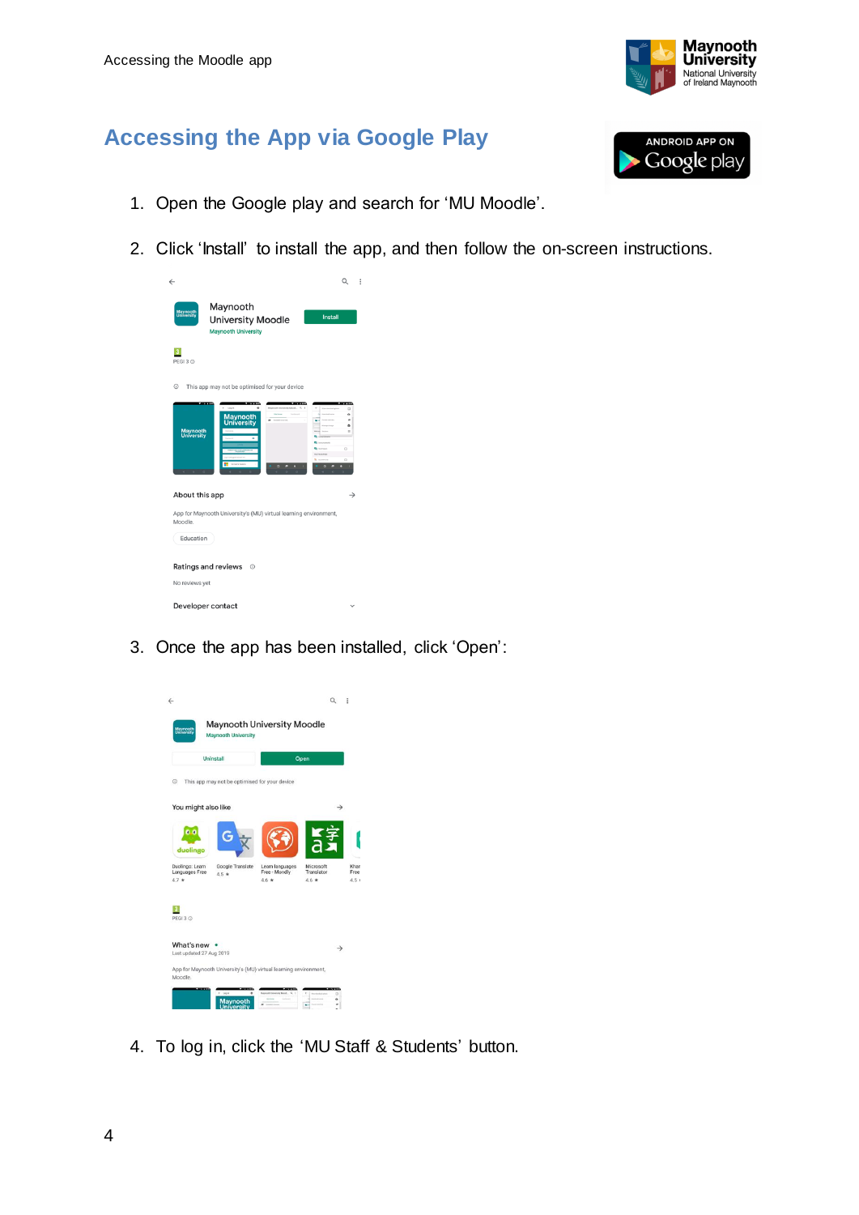## Accessing the App via Google Play

1. Open the Google play and search for 'MU Moodle'.

2. Click 'Install' to install the app, and then follow the on-screen instructions.

3. Once the app has been installed, click 'Open':

4. To log in, click the 'MU Staff & Students' button.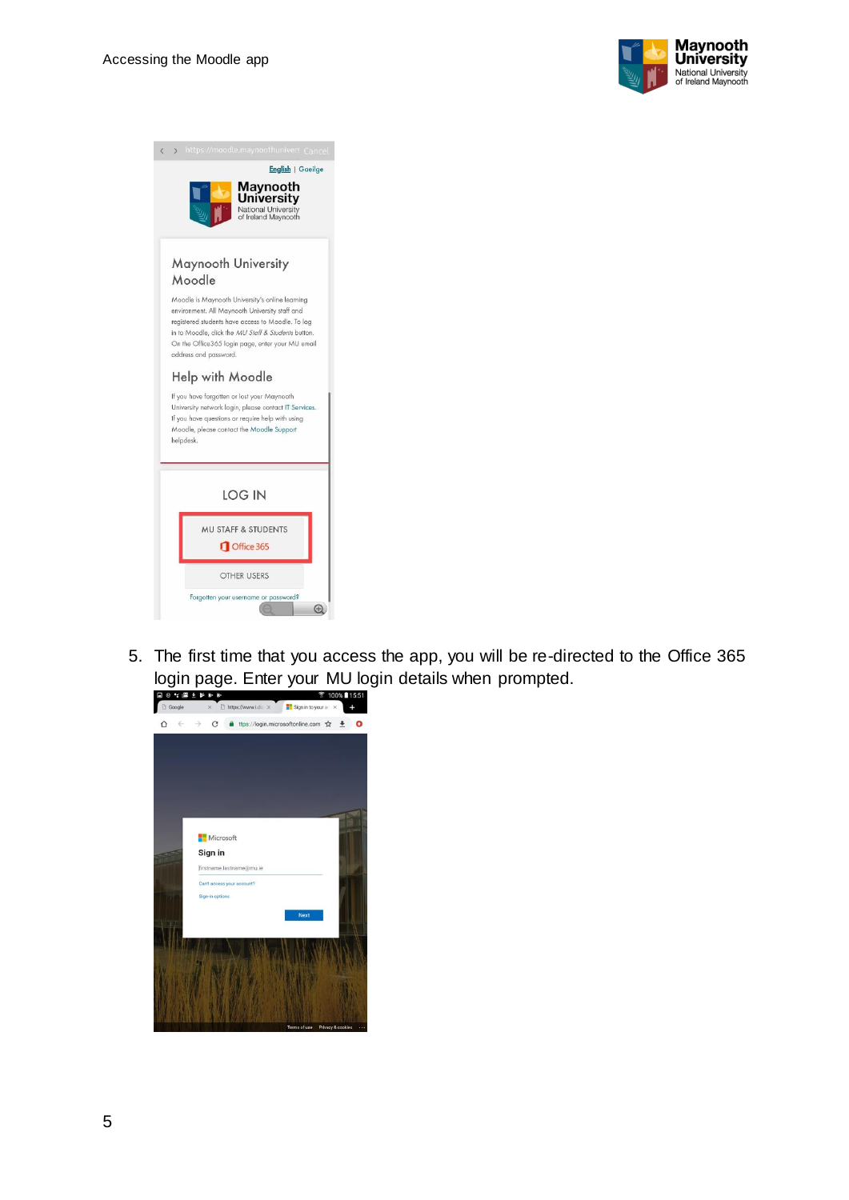5. The first time that you access the app, you will be re-directed to the Office 365 login page. Enter your MU login details when prompted.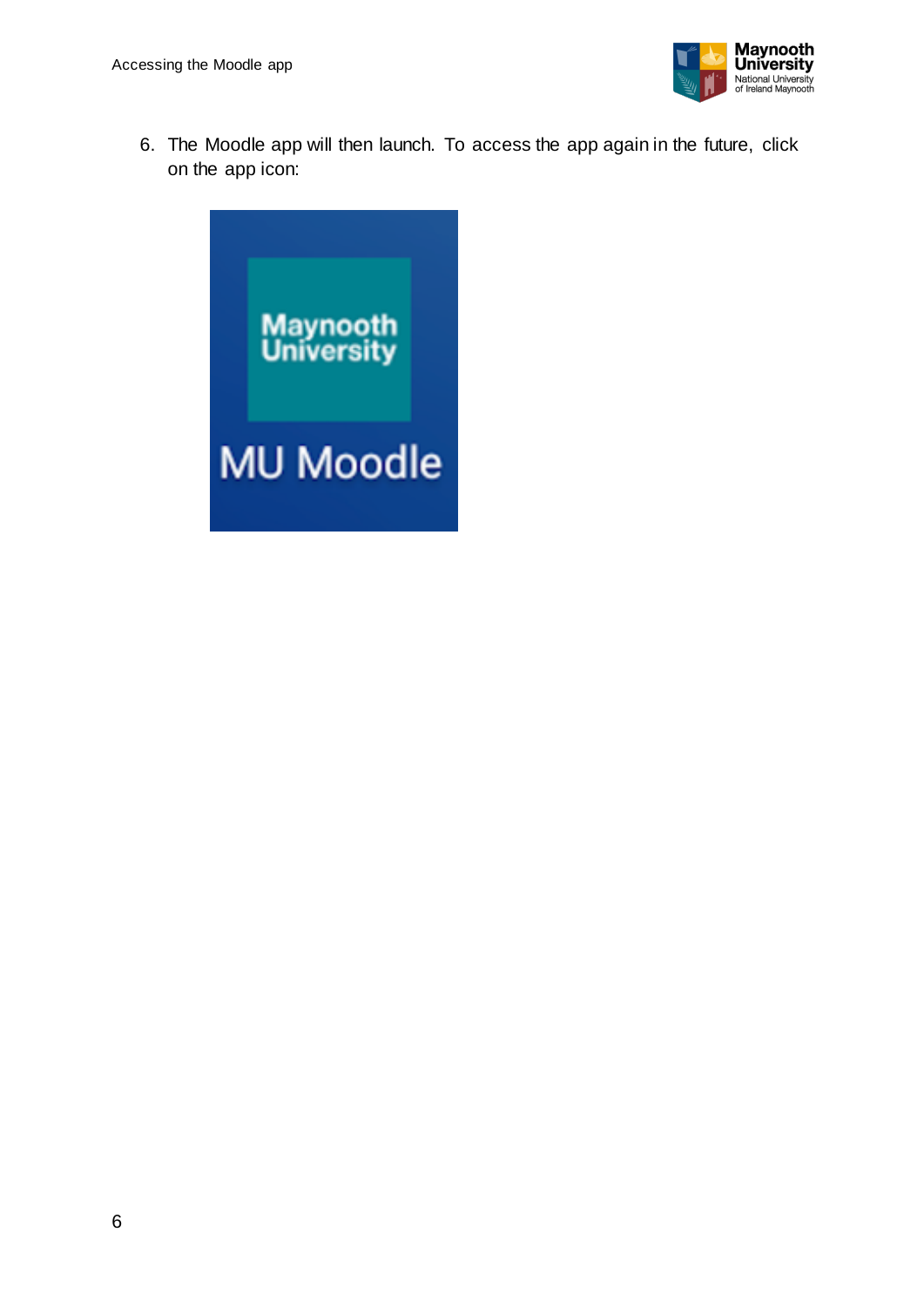6. The Moodle app will then launch. To access the app again in the future, click on the app icon: